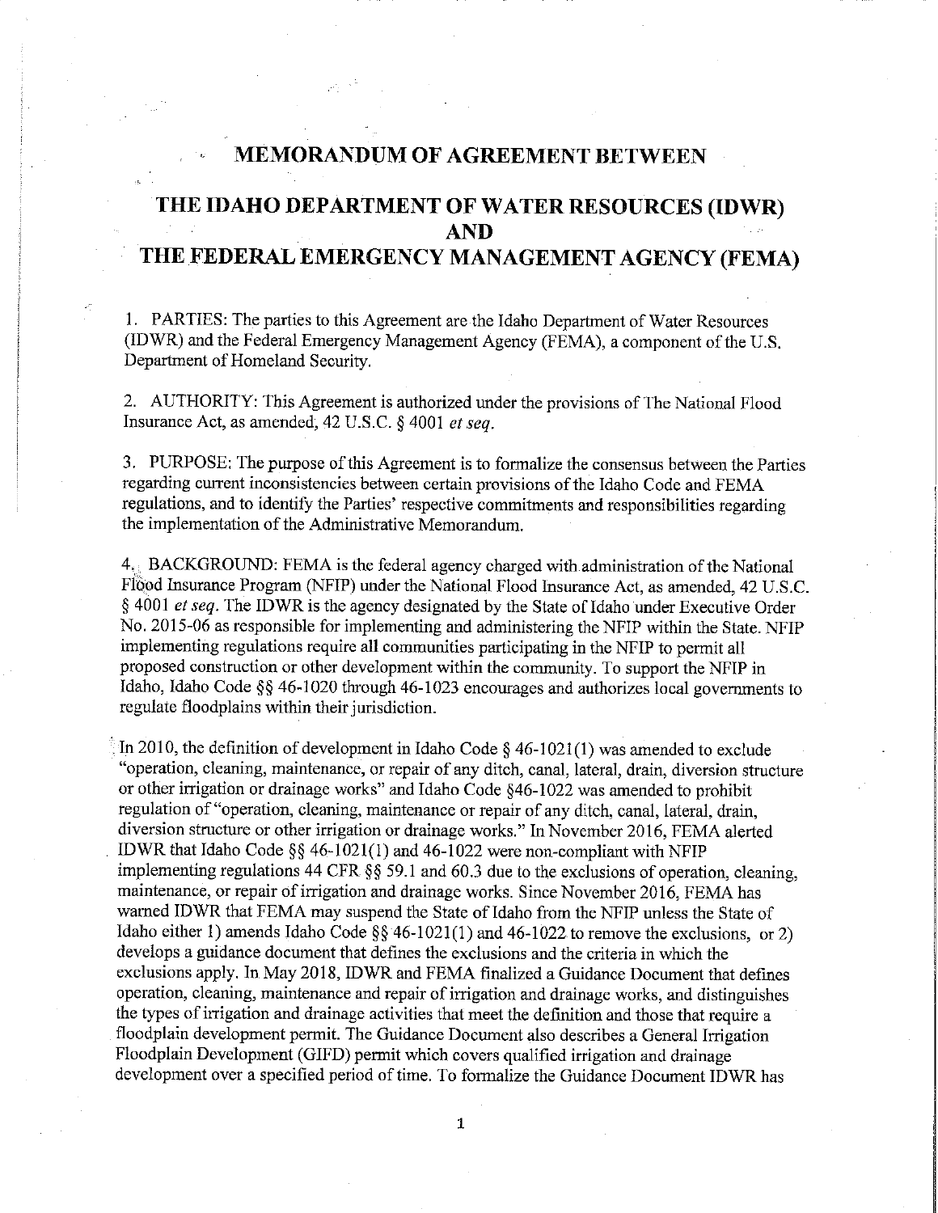# MEMORANDUM OF AGREEMENT BETWEEN

# THE IDAHO DEPARTMENT OF WATER RESOURCES (IDWR) AND THE FEDERAL EMERGENCY MANAGEMENT AGENCY (FEMA)

1. PARTIES: The parties to this Agreement are the Idaho Department of Water Resources (IDWR) and the Federal Emergency Management Agency (FEMA), a component of the U.S. Department of Homeland Security.

2. AUTHORITY: This Agreement is authorized under the provisions of The National Flood Insurance Act, as amended, 42 U.S.C. § 4001 *et seq*.

3. PURPOSE: The purpose of this Agreement is to formalize the consensus between the Parties regarding current inconsistencies between certain provisions of the Idaho Code and FEMA regulations, and to identify the Parties' respective commitments and responsibilities regarding the implementation of the Administrative Memorandum.

4. BACKGROUND: FEMA is the federal agency charged with administration of the National Flood Insurance Program (NFIP) under the National Flood Insurance Act, as amended, 42 U.S.C. § 4001 *et seq*. The IDWR is the agency designated by the State of Idaho under Executive Order No. 2015-06 as responsible for implementing and administering the NFIP within the State. NFIP implementing regulations require all communities participating in the NFIP to permit all proposed construction or other development within the community. To support the NFIP in Idaho, Idaho Code §§ 46-1020 through 46-1023 encourages and authorizes local governments to regulate floodplains within their jurisdiction.

In 2010, the definition of development in Idaho Code § 46-1021(1) was amended to exclude "operation, cleaning, maintenance, or repair of any ditch, canal, lateral, drain, diversion structure or other irrigation or drainage works" and Idaho Code §46-1022 was amended to prohibit regulation of "operation, cleaning, maintenance or repair of any ditch, canal, lateral, drain, diversion structure or other irrigation or drainage works." In November 2016, FEMA alerted IDWR that Idaho Code §§ 46-1021(1) and 46-1022 were non-compliant with NFIP implementing regulations 44 CFR §§ 59.1 and 60.3 due to the exclusions of operation, cleaning, maintenance, or repair of irrigation and drainage works. Since November 2016, FEMA has warned IDWR that FEMA may suspend the State of Idaho from the NFIP unless the State of Idaho either 1) amends Idaho Code §§ 46-1021(1) and 46-1022 to remove the exclusions, or 2) develops a guidance document that defines the exclusions and the criteria in which the exclusions apply. In May 2018, IDWR and FEMA finalized a Guidance Document that defines operation, cleaning, maintenance and repair of irrigation and drainage works, and distinguishes the types of irrigation and drainage activities that meet the definition and those that require a floodplain development permit. The Guidance Document also describes a General Irrigation Floodplain Development (GIFD) permit which covers qualified irrigation and drainage development over a specified period of time. To formalize the Guidance Document IDWR has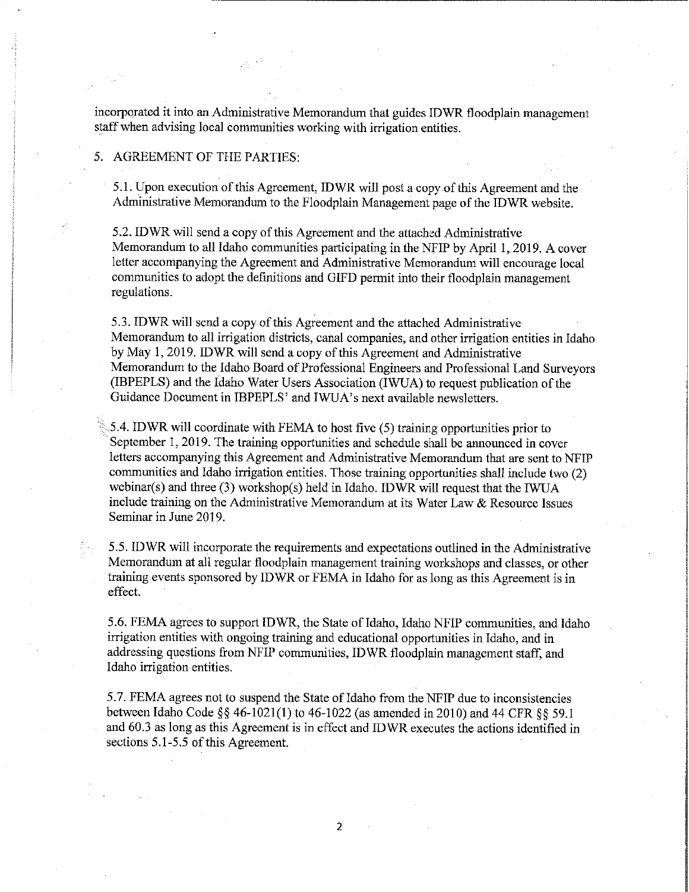incorporated it into an Administrative Memorandum that guides IDWR floodplain management staff when advising local communities working with irrigation entities.

5. AGREEMENT OF THE PARTIES:

5.1. Upon execution of this Agreement, IDWR will post a copy of this Agreement and the Administrative Memorandum to the Floodplain Management page of the IDWR website.

5.2. IDWR will send a copy of this Agreement and the attached Administrative Memorandum to all Idaho communities participating in the NFIP by April 1, 2019. A cover letter accompanying the Agreement and Administrative Memorandum will encourage local communities to adopt the definitions and GIFD permit into their floodplain management regulations.

5.3. IDWR will send a copy of this Agreement and the attached Administrative Memorandum to all irrigation districts, canal companies, and other irrigation entities in Idaho by May 1, 2019. IDWR will send a copy of this Agreement and Administrative Memorandum to the Idaho Board of Professional Engineers and Professional Land Surveyors (IBPEPLS) and the Idaho Water Users Association (IWUA) to request publication of the Guidance Document in IBPEPLS' and IWUA's next available newsletters.

5.4. IDWR will coordinate with FEMA to host five (5) training opportunities prior to September 1, 2019. The training opportunities and schedule shall be announced in cover letters accompanying this Agreement and Administrative Memorandum that are sent to NFIP communities and Idaho irrigation entities. Those training opportunities shall include two (2) webinar(s) and three (3) workshop(s) held in Idaho. IDWR will request that the IWUA include training on the Administrative Memorandum at its Water Law & Resource Issues Seminar in June 2019.

5.5. IDWR will incorporate the requirements and expectations outlined in the Administrative Memorandum at all regular floodplain management training workshops and classes, or other training events sponsored by IDWR or FEMA in Idaho for as long as this Agreement is in effect.

5.6. FEMA agrees to support IDWR, the State of Idaho, Idaho NFIP communities, and Idaho irrigation entities with ongoing training and educational opportunities in Idaho, and in addressing questions from NFIP communities, IDWR floodplain management staff, and Idaho irrigation entities.

5.7. FEMA agrees not to suspend the State of Idaho from the NFIP due to inconsistencies between Idaho Code §§ 46-1021(1) to 46-1022 (as amended in 2010) and 44 CFR §§ 59.1 and 60.3 as long as this Agreement is in effect and IDWR executes the actions identified in sections 5.1-5.5 of this Agreement.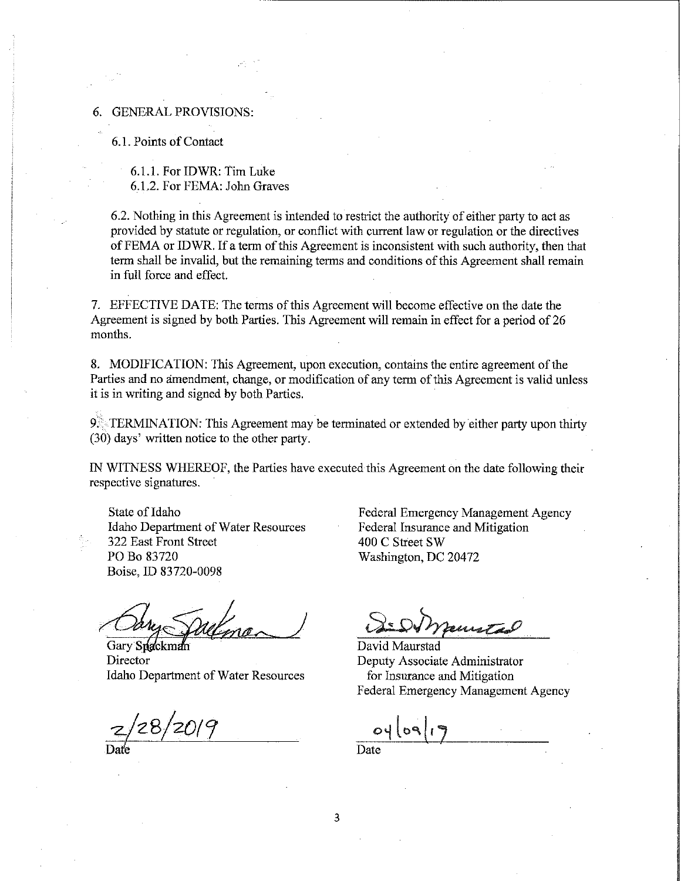6. GENERAL PROVISIONS:

6.1. Points of Contact

6.1.1. For IDWR: Tim Luke
6.1.2. For FEMA: John Graves

6.2. Nothing in this Agreement is intended to restrict the authority of either party to act as provided by statute or regulation, or conflict with current law or regulation or the directives of FEMA or IDWR. If a term of this Agreement is inconsistent with such authority, then that term shall be invalid, but the remaining terms and conditions of this Agreement shall remain in full force and effect.

7. EFFECTIVE DATE: The terms of this Agreement will become effective on the date the Agreement is signed by both Parties. This Agreement will remain in effect for a period of 26 months.

8. MODIFICATION: This Agreement, upon execution, contains the entire agreement of the Parties and no amendment, change, or modification of any term of this Agreement is valid unless it is in writing and signed by both Parties.

9. TERMINATION: This Agreement may be terminated or extended by either party upon thirty (30) days' written notice to the other party.

IN WITNESS WHEREOF, the Parties have executed this Agreement on the date following their respective signatures.

State of Idaho
Idaho Department of Water Resources
322 East Front Street
PO Bo 83720
Boise, ID 83720-0098

Gary Spackman
Director
Idaho Department of Water Resources

2/28/2019
Date

Federal Emergency Management Agency
Federal Insurance and Mitigation
400 C Street SW
Washington, DC 20472

David Maurstad
Deputy Associate Administrator
for Insurance and Mitigation
Federal Emergency Management Agency

04/09/19
Date